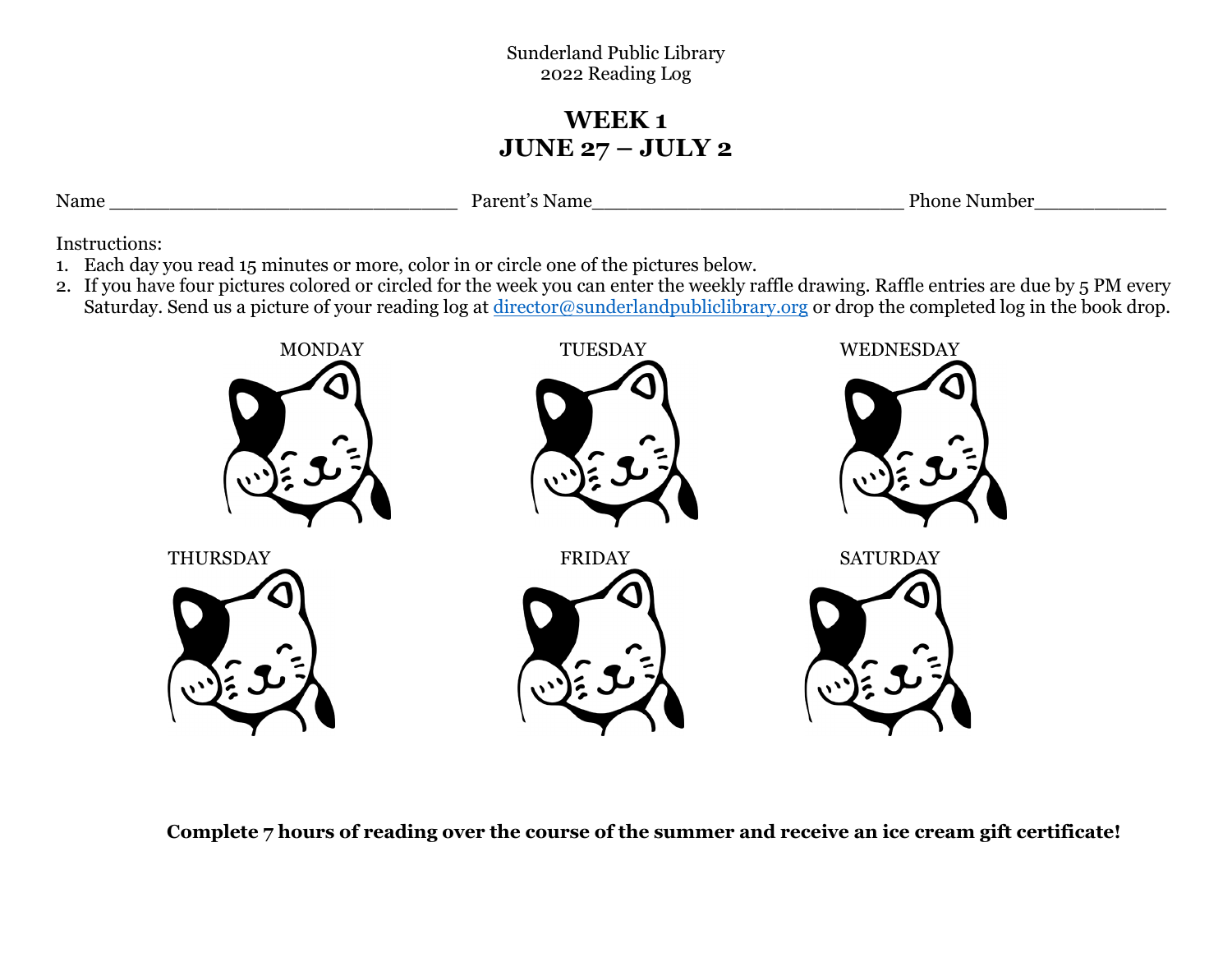Sunderland Public Library
2022 Reading Log

# WEEK 1
# JUNE 27 – JULY 2

Name ______________________________ Parent's Name__________________________ Phone Number___________

Instructions:

1. Each day you read 15 minutes or more, color in or circle one of the pictures below.
2. If you have four pictures colored or circled for the week you can enter the weekly raffle drawing. Raffle entries are due by 5 PM every Saturday. Send us a picture of your reading log at [director@sunderlandpubliclibrary.org](mailto:director@sunderlandpubliclibrary.org) or drop the completed log in the book drop.

MONDAY

TUESDAY

WEDNESDAY

THURSDAY

FRIDAY

SATURDAY

**Complete 7 hours of reading over the course of the summer and receive an ice cream gift certificate!**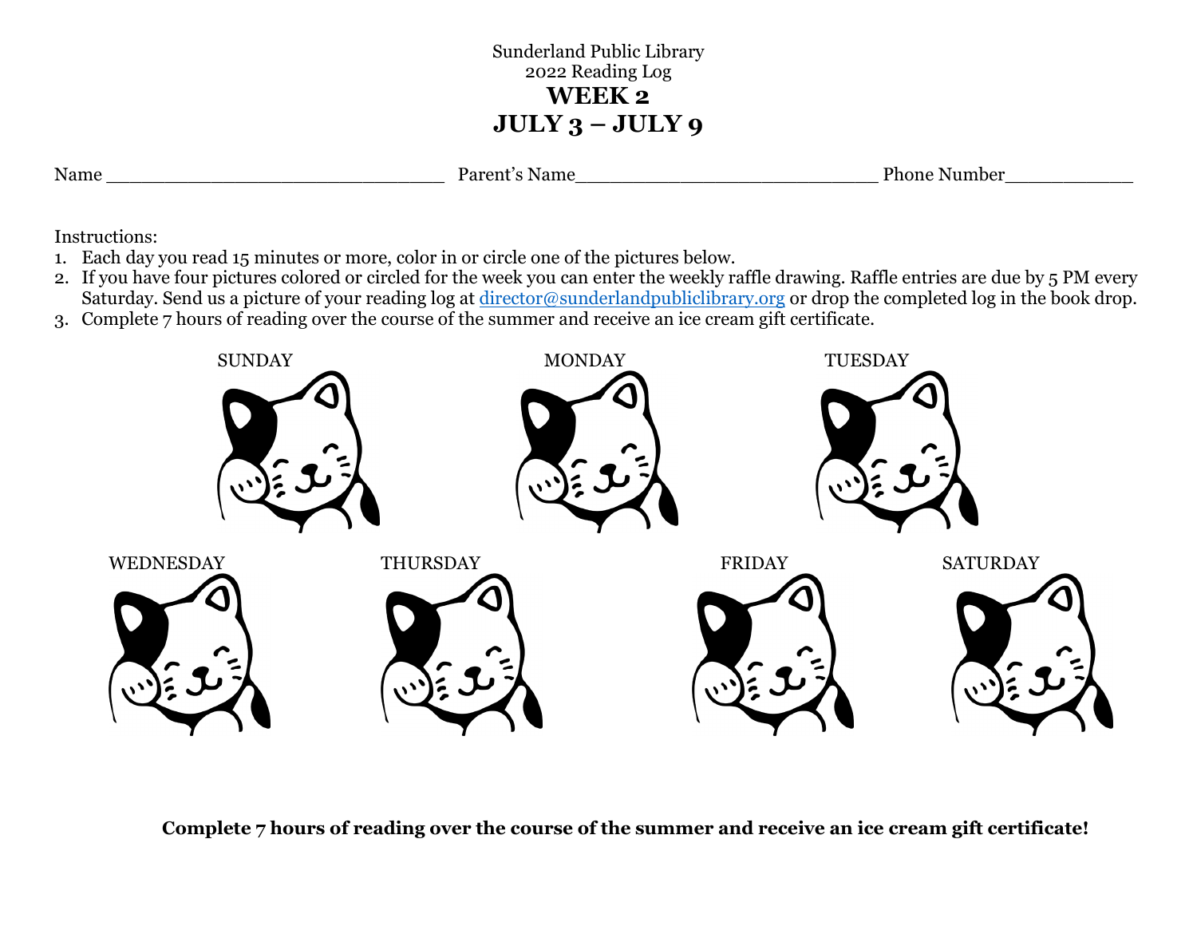Sunderland Public Library

2022 Reading Log

# WEEK 2

# JULY 3 – JULY 9

Name ______________________________ Parent's Name__________________________ Phone Number___________

Instructions:

1. Each day you read 15 minutes or more, color in or circle one of the pictures below.
2. If you have four pictures colored or circled for the week you can enter the weekly raffle drawing. Raffle entries are due by 5 PM every Saturday. Send us a picture of your reading log at director@sunderlandpubliclibrary.org or drop the completed log in the book drop.
3. Complete 7 hours of reading over the course of the summer and receive an ice cream gift certificate.

SUNDAY MONDAY TUESDAY

WEDNESDAY THURSDAY FRIDAY SATURDAY

**Complete 7 hours of reading over the course of the summer and receive an ice cream gift certificate!**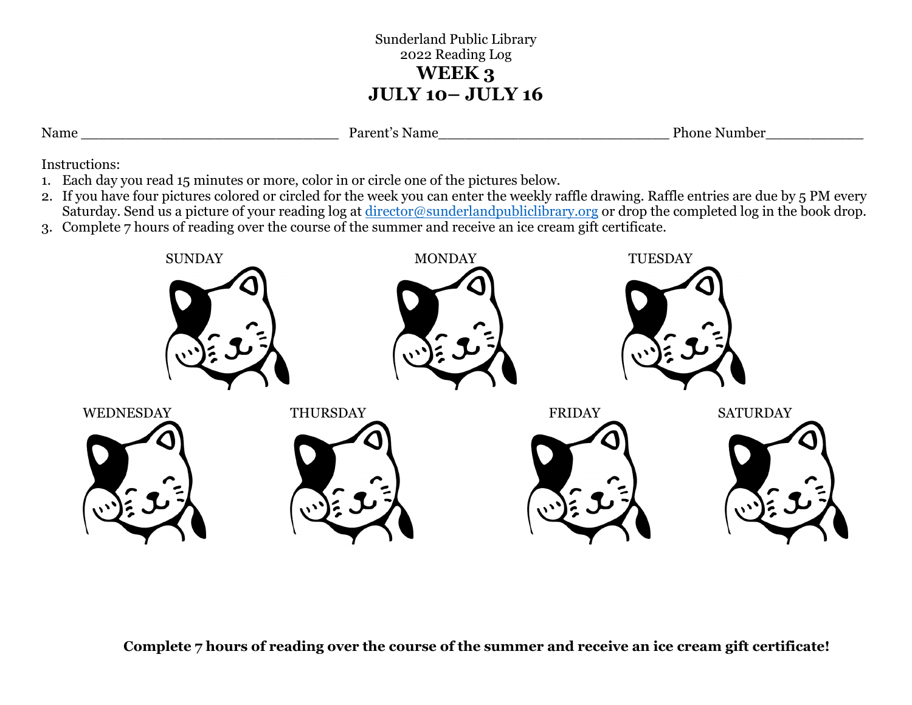Sunderland Public Library
2022 Reading Log

# WEEK 3
# JULY 10– JULY 16

Name ______________________________ Parent's Name___________________________ Phone Number___________

Instructions:

1. Each day you read 15 minutes or more, color in or circle one of the pictures below.
2. If you have four pictures colored or circled for the week you can enter the weekly raffle drawing. Raffle entries are due by 5 PM every Saturday. Send us a picture of your reading log at director@sunderlandpubliclibrary.org or drop the completed log in the book drop.
3. Complete 7 hours of reading over the course of the summer and receive an ice cream gift certificate.

SUNDAY MONDAY TUESDAY

WEDNESDAY THURSDAY FRIDAY SATURDAY

**Complete 7 hours of reading over the course of the summer and receive an ice cream gift certificate!**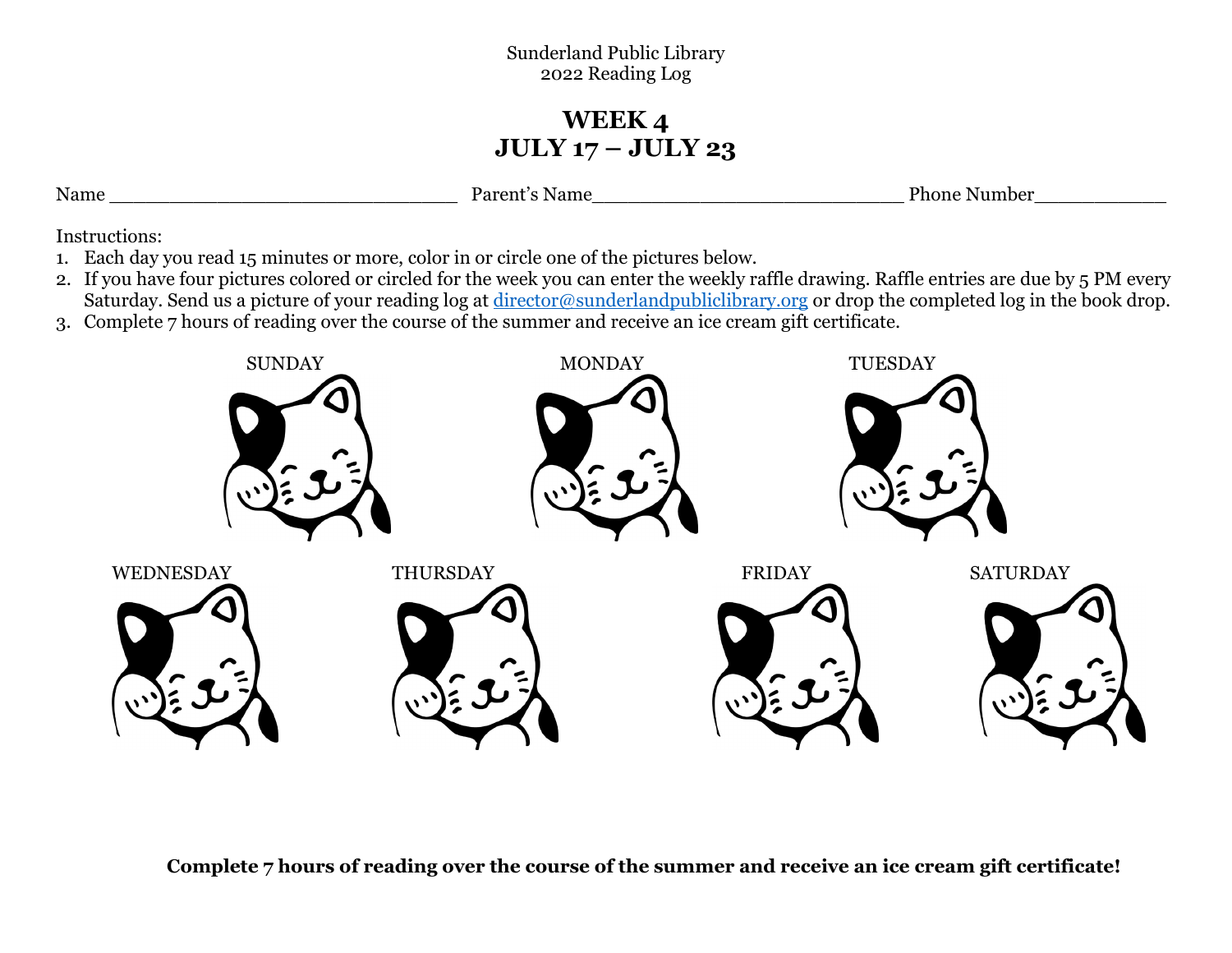Sunderland Public Library
2022 Reading Log

# WEEK 4
# JULY 17 – JULY 23

Name _______________________________ Parent's Name___________________________ Phone Number____________

Instructions:

1. Each day you read 15 minutes or more, color in or circle one of the pictures below.
2. If you have four pictures colored or circled for the week you can enter the weekly raffle drawing. Raffle entries are due by 5 PM every Saturday. Send us a picture of your reading log at [director@sunderlandpubliclibrary.org](mailto:director@sunderlandpubliclibrary.org) or drop the completed log in the book drop.
3. Complete 7 hours of reading over the course of the summer and receive an ice cream gift certificate.

SUNDAY MONDAY TUESDAY

WEDNESDAY THURSDAY FRIDAY SATURDAY

**Complete 7 hours of reading over the course of the summer and receive an ice cream gift certificate!**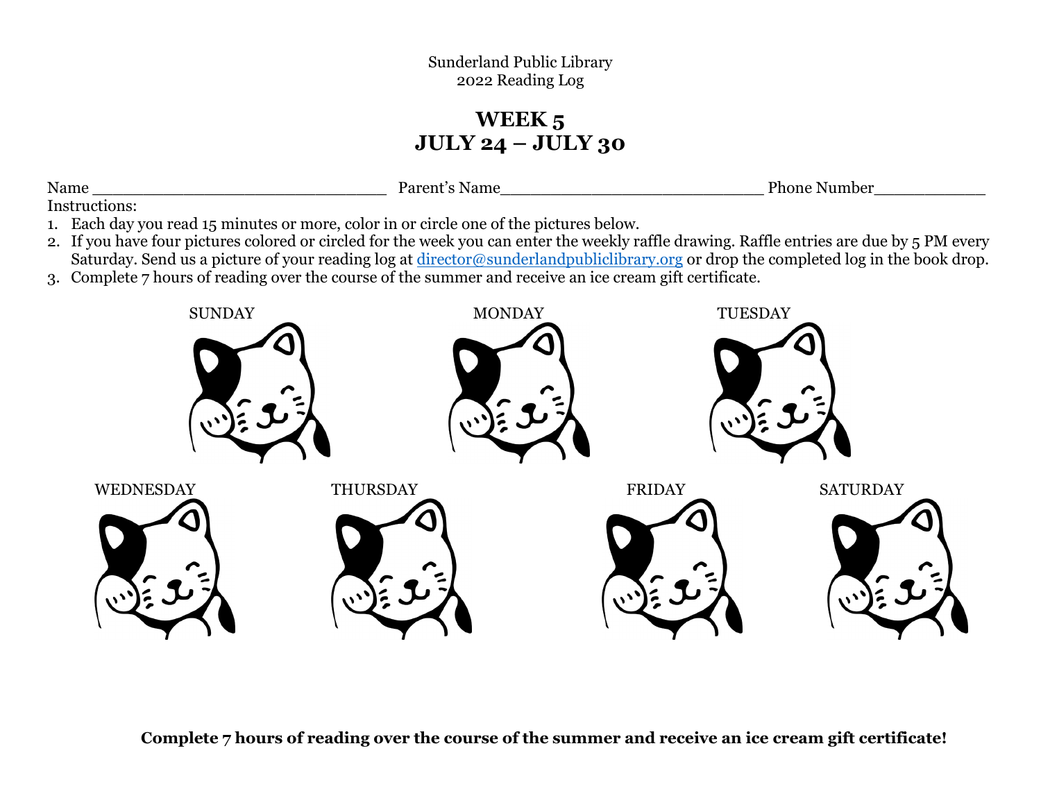Sunderland Public Library
2022 Reading Log

# WEEK 5
# JULY 24 – JULY 30

Name ______________________________ Parent's Name___________________________ Phone Number___________

Instructions:

1. Each day you read 15 minutes or more, color in or circle one of the pictures below.
2. If you have four pictures colored or circled for the week you can enter the weekly raffle drawing. Raffle entries are due by 5 PM every Saturday. Send us a picture of your reading log at director@sunderlandpubliclibrary.org or drop the completed log in the book drop.
3. Complete 7 hours of reading over the course of the summer and receive an ice cream gift certificate.

SUNDAY MONDAY TUESDAY

WEDNESDAY THURSDAY FRIDAY SATURDAY

**Complete 7 hours of reading over the course of the summer and receive an ice cream gift certificate!**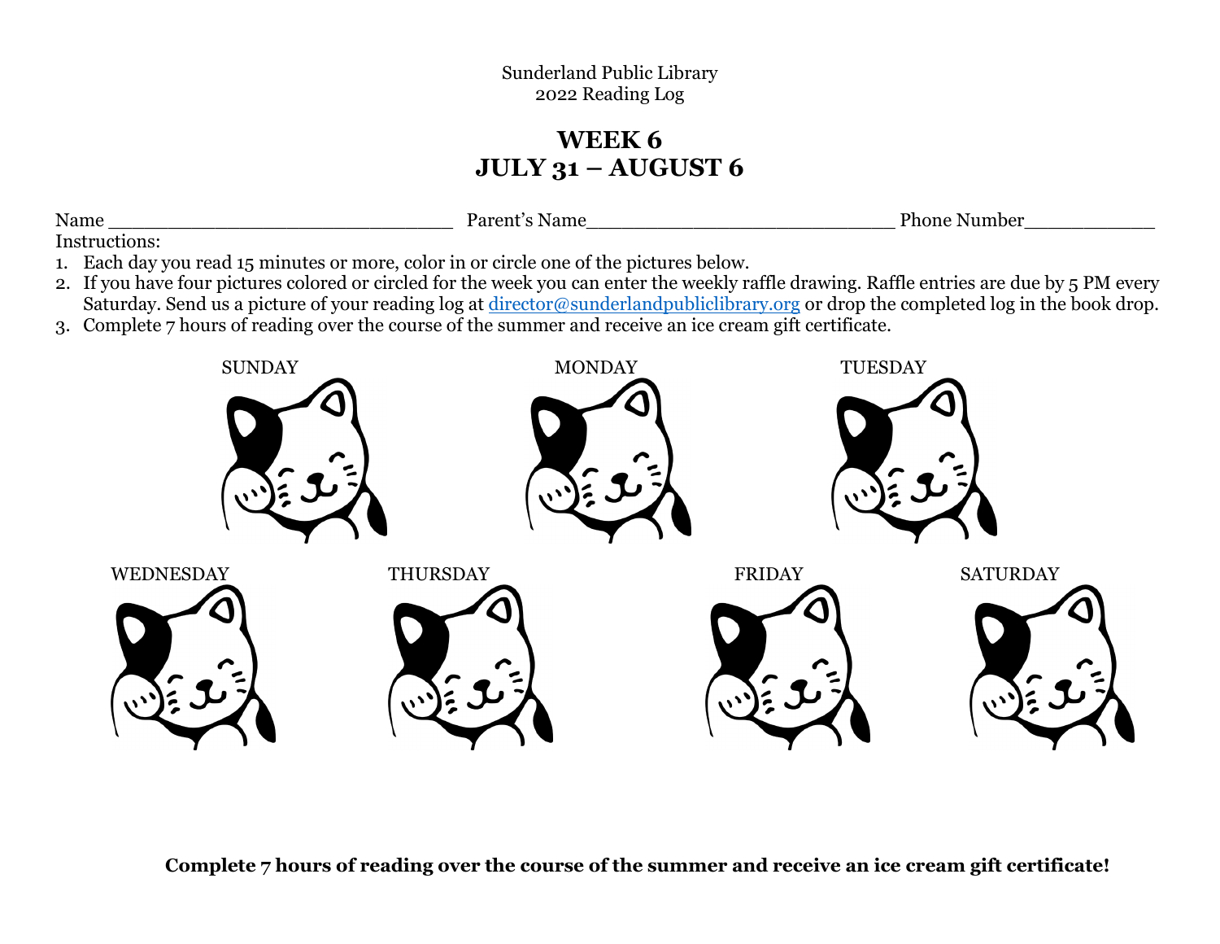Sunderland Public Library
2022 Reading Log

# WEEK 6
# JULY 31 – AUGUST 6

Name ______________________________ Parent's Name___________________________ Phone Number___________

Instructions:

1. Each day you read 15 minutes or more, color in or circle one of the pictures below.
2. If you have four pictures colored or circled for the week you can enter the weekly raffle drawing. Raffle entries are due by 5 PM every Saturday. Send us a picture of your reading log at director@sunderlandpubliclibrary.org or drop the completed log in the book drop.
3. Complete 7 hours of reading over the course of the summer and receive an ice cream gift certificate.

SUNDAY MONDAY TUESDAY

WEDNESDAY THURSDAY FRIDAY SATURDAY

**Complete 7 hours of reading over the course of the summer and receive an ice cream gift certificate!**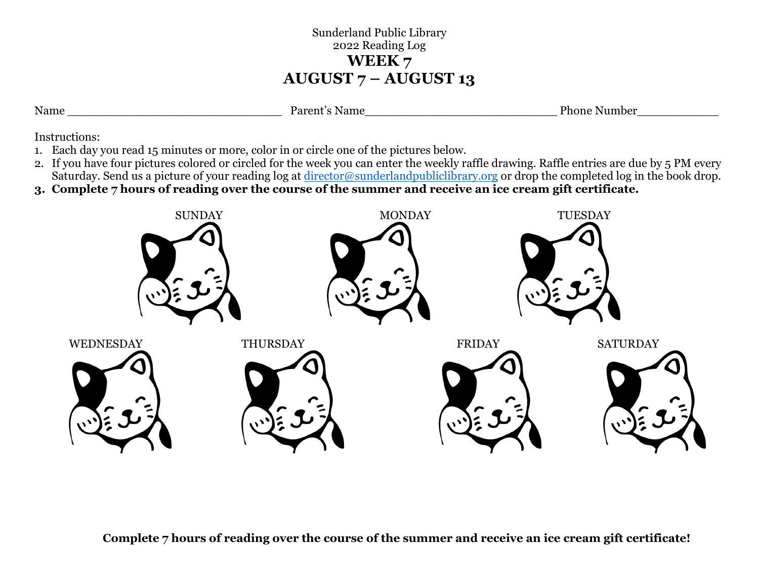Sunderland Public Library

2022 Reading Log

# WEEK 7

# AUGUST 7 – AUGUST 13

Name ______________________________ Parent's Name__________________________ Phone Number___________

Instructions:

1. Each day you read 15 minutes or more, color in or circle one of the pictures below.
2. If you have four pictures colored or circled for the week you can enter the weekly raffle drawing. Raffle entries are due by 5 PM every Saturday. Send us a picture of your reading log at director@sunderlandpubliclibrary.org or drop the completed log in the book drop.
3. **Complete 7 hours of reading over the course of the summer and receive an ice cream gift certificate.**

SUNDAY

MONDAY

TUESDAY

WEDNESDAY

THURSDAY

FRIDAY

SATURDAY

**Complete 7 hours of reading over the course of the summer and receive an ice cream gift certificate!**